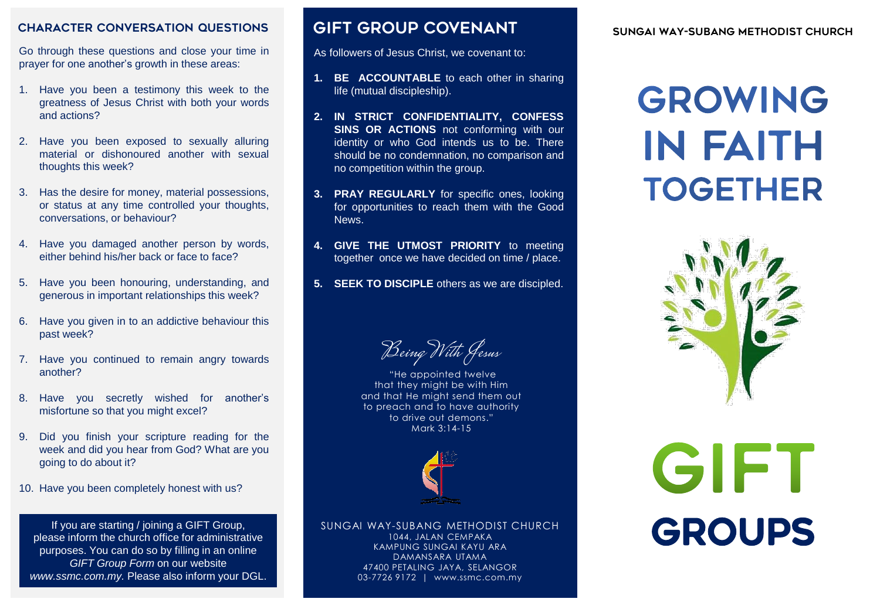## CHARACTER CONVERSATION QUESTIONS

Go through these questions and close your time in prayer for one another's growth in these areas:

1. Have you been a testimony this week to the greatness of Jesus Christ with both your words and actions?
2. Have you been exposed to sexually alluring material or dishonoured another with sexual thoughts this week?
3. Has the desire for money, material possessions, or status at any time controlled your thoughts, conversations, or behaviour?
4. Have you damaged another person by words, either behind his/her back or face to face?
5. Have you been honouring, understanding, and generous in important relationships this week?
6. Have you given in to an addictive behaviour this past week?
7. Have you continued to remain angry towards another?
8. Have you secretly wished for another's misfortune so that you might excel?
9. Did you finish your scripture reading for the week and did you hear from God? What are you going to do about it?
10. Have you been completely honest with us?

If you are starting / joining a GIFT Group, please inform the church office for administrative purposes. You can do so by filling in an online *GIFT Group Form* on our website *www.ssmc.com.my.* Please also inform your DGL.

## GIFT GROUP COVENANT

As followers of Jesus Christ, we covenant to:

1. **BE ACCOUNTABLE** to each other in sharing life (mutual discipleship).
2. **IN STRICT CONFIDENTIALITY, CONFESS SINS OR ACTIONS** not conforming with our identity or who God intends us to be. There should be no condemnation, no comparison and no competition within the group.
3. **PRAY REGULARLY** for specific ones, looking for opportunities to reach them with the Good News.
4. **GIVE THE UTMOST PRIORITY** to meeting together once we have decided on time / place.
5. **SEEK TO DISCIPLE** others as we are discipled.

*Being With Jesus*

"He appointed twelve that they might be with Him and that He might send them out to preach and to have authority to drive out demons."
Mark 3:14-15

SUNGAI WAY-SUBANG METHODIST CHURCH
1044, JALAN CEMPAKA
KAMPUNG SUNGAI KAYU ARA
DAMANSARA UTAMA
47400 PETALING JAYA, SELANGOR
03-7726 9172 | www.ssmc.com.my

SUNGAI WAY-SUBANG METHODIST CHURCH

# GROWING IN FAITH TOGETHER

# GIFT GROUPS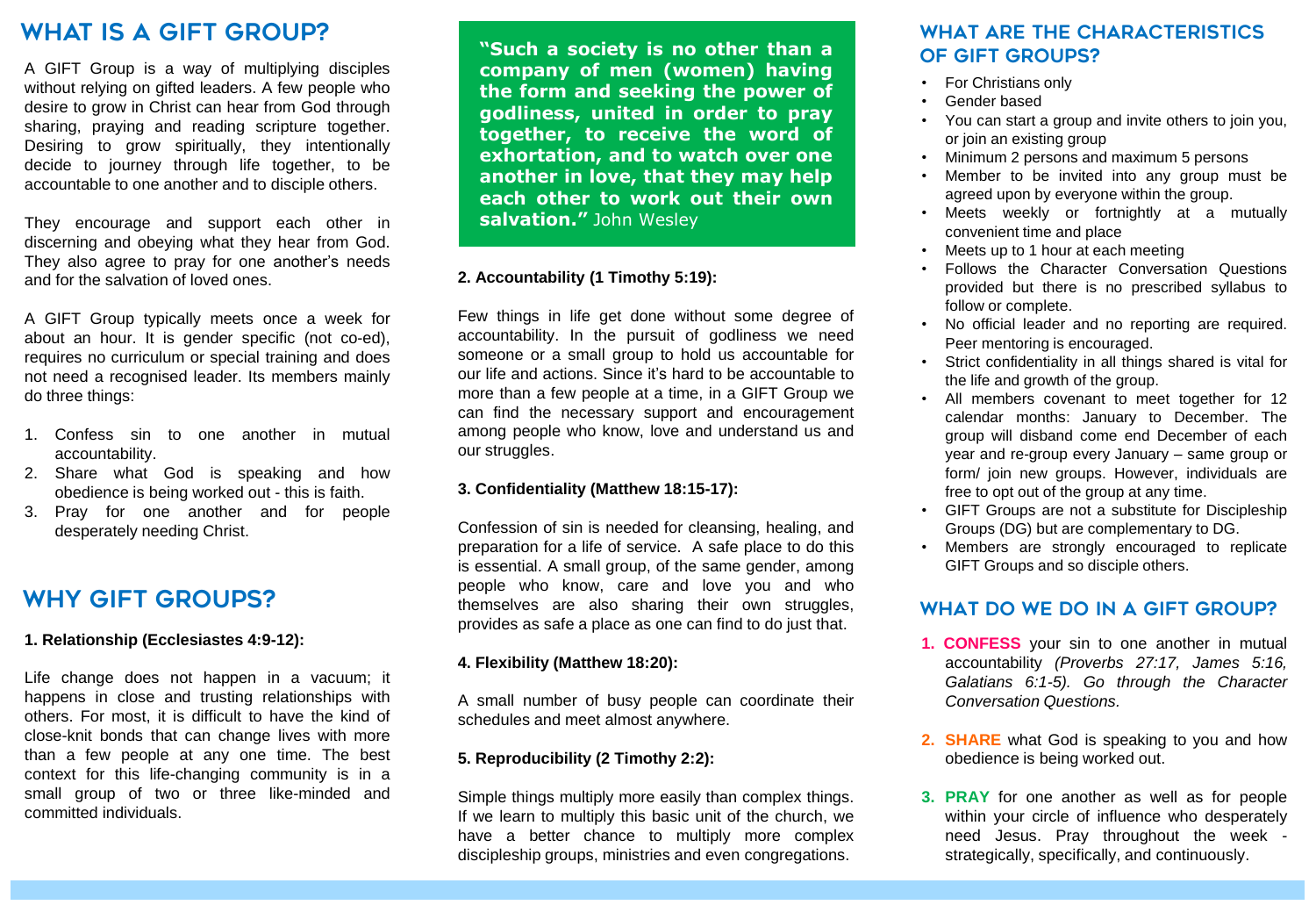# WHAT IS A GIFT GROUP?

A GIFT Group is a way of multiplying disciples without relying on gifted leaders. A few people who desire to grow in Christ can hear from God through sharing, praying and reading scripture together. Desiring to grow spiritually, they intentionally decide to journey through life together, to be accountable to one another and to disciple others.

They encourage and support each other in discerning and obeying what they hear from God. They also agree to pray for one another's needs and for the salvation of loved ones.

A GIFT Group typically meets once a week for about an hour. It is gender specific (not co-ed), requires no curriculum or special training and does not need a recognised leader. Its members mainly do three things:

1. Confess sin to one another in mutual accountability.
2. Share what God is speaking and how obedience is being worked out - this is faith.
3. Pray for one another and for people desperately needing Christ.

# WHY GIFT GROUPS?

**1. Relationship (Ecclesiastes 4:9-12):**

Life change does not happen in a vacuum; it happens in close and trusting relationships with others. For most, it is difficult to have the kind of close-knit bonds that can change lives with more than a few people at any one time. The best context for this life-changing community is in a small group of two or three like-minded and committed individuals.

**"Such a society is no other than a company of men (women) having the form and seeking the power of godliness, united in order to pray together, to receive the word of exhortation, and to watch over one another in love, that they may help each other to work out their own salvation."** John Wesley

**2. Accountability (1 Timothy 5:19):**

Few things in life get done without some degree of accountability. In the pursuit of godliness we need someone or a small group to hold us accountable for our life and actions. Since it's hard to be accountable to more than a few people at a time, in a GIFT Group we can find the necessary support and encouragement among people who know, love and understand us and our struggles.

**3. Confidentiality (Matthew 18:15-17):**

Confession of sin is needed for cleansing, healing, and preparation for a life of service. A safe place to do this is essential. A small group, of the same gender, among people who know, care and love you and who themselves are also sharing their own struggles, provides as safe a place as one can find to do just that.

**4. Flexibility (Matthew 18:20):**

A small number of busy people can coordinate their schedules and meet almost anywhere.

**5. Reproducibility (2 Timothy 2:2):**

Simple things multiply more easily than complex things. If we learn to multiply this basic unit of the church, we have a better chance to multiply more complex discipleship groups, ministries and even congregations.

# WHAT ARE THE CHARACTERISTICS OF GIFT GROUPS?

- For Christians only
- Gender based
- You can start a group and invite others to join you, or join an existing group
- Minimum 2 persons and maximum 5 persons
- Member to be invited into any group must be agreed upon by everyone within the group.
- Meets weekly or fortnightly at a mutually convenient time and place
- Meets up to 1 hour at each meeting
- Follows the Character Conversation Questions provided but there is no prescribed syllabus to follow or complete.
- No official leader and no reporting are required. Peer mentoring is encouraged.
- Strict confidentiality in all things shared is vital for the life and growth of the group.
- All members covenant to meet together for 12 calendar months: January to December. The group will disband come end December of each year and re-group every January – same group or form/ join new groups. However, individuals are free to opt out of the group at any time.
- GIFT Groups are not a substitute for Discipleship Groups (DG) but are complementary to DG.
- Members are strongly encouraged to replicate GIFT Groups and so disciple others.

# WHAT DO WE DO IN A GIFT GROUP?

1. **CONFESS** your sin to one another in mutual accountability *(Proverbs 27:17, James 5:16, Galatians 6:1-5). Go through the Character Conversation Questions.*
2. **SHARE** what God is speaking to you and how obedience is being worked out.
3. **PRAY** for one another as well as for people within your circle of influence who desperately need Jesus. Pray throughout the week - strategically, specifically, and continuously.